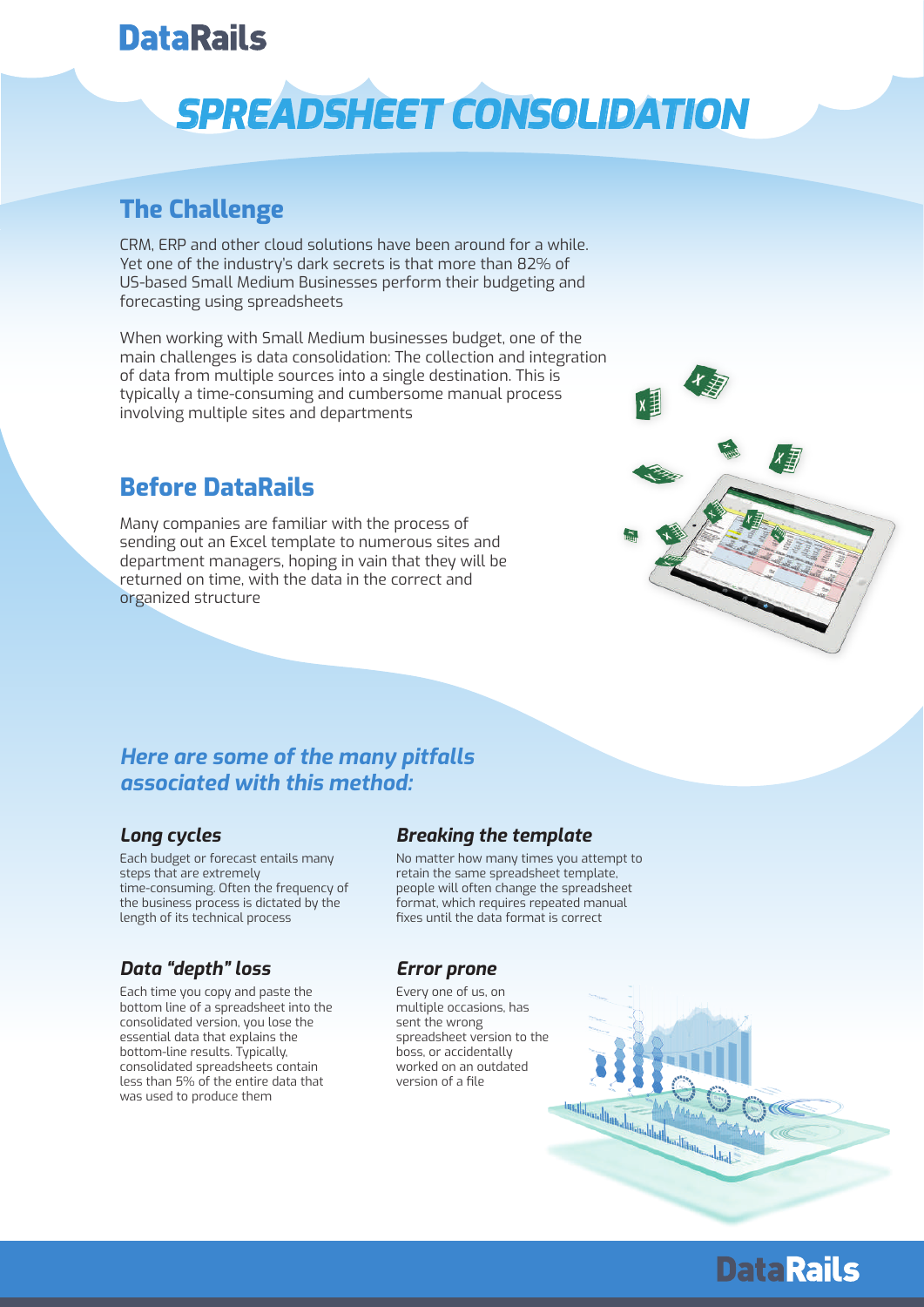# SPREADSHEET CONSOLIDATION

## The Challenge

CRM, ERP and other cloud solutions have been around for a while. Yet one of the industry's dark secrets is that more than 82% of US-based Small Medium Businesses perform their budgeting and forecasting using spreadsheets

When working with Small Medium businesses budget, one of the main challenges is data consolidation: The collection and integration of data from multiple sources into a single destination. This is typically a time-consuming and cumbersome manual process involving multiple sites and departments

## Before DataRails

Many companies are familiar with the process of sending out an Excel template to numerous sites and department managers, hoping in vain that they will be returned on time, with the data in the correct and organized structure

### *Here are some of the many pitfalls associated with this method:*

#### *Long cycles*

Each budget or forecast entails many steps that are extremely time-consuming. Often the frequency of the business process is dictated by the length of its technical process

#### *Data "depth" loss*

Each time you copy and paste the bottom line of a spreadsheet into the consolidated version, you lose the essential data that explains the bottom-line results. Typically, consolidated spreadsheets contain less than 5% of the entire data that was used to produce them

#### *Breaking the template*

No matter how many times you attempt to retain the same spreadsheet template, people will often change the spreadsheet format, which requires repeated manual fixes until the data format is correct

#### *Error prone*

Every one of us, on multiple occasions, has sent the wrong spreadsheet version to the boss, or accidentally worked on an outdated version of a file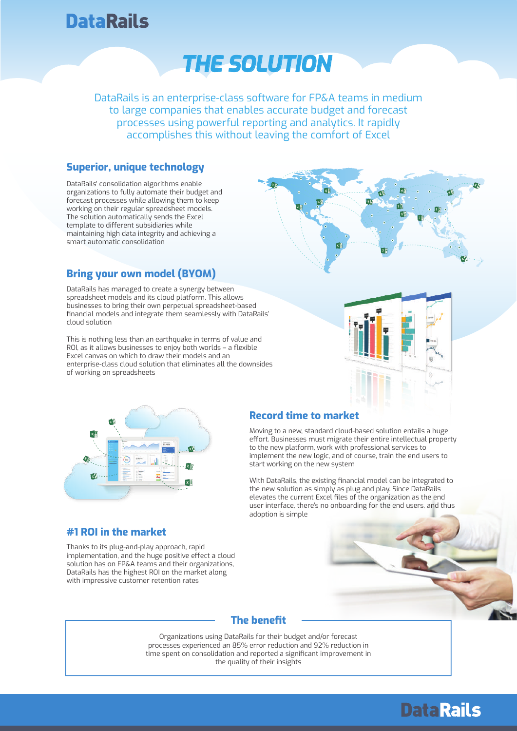# THE SOLUTION

DataRails is an enterprise-class software for FP&A teams in medium to large companies that enables accurate budget and forecast processes using powerful reporting and analytics. It rapidly accomplishes this without leaving the comfort of Excel

## Superior, unique technology

DataRails' consolidation algorithms enable organizations to fully automate their budget and forecast processes while allowing them to keep working on their regular spreadsheet models. The solution automatically sends the Excel template to different subsidiaries while maintaining high data integrity and achieving a smart automatic consolidation

## Bring your own model (BYOM)

DataRails has managed to create a synergy between spreadsheet models and its cloud platform. This allows businesses to bring their own perpetual spreadsheet-based financial models and integrate them seamlessly with DataRails' cloud solution

This is nothing less than an earthquake in terms of value and ROI, as it allows businesses to enjoy both worlds – a flexible Excel canvas on which to draw their models and an enterprise-class cloud solution that eliminates all the downsides of working on spreadsheets

## Record time to market

Moving to a new, standard cloud-based solution entails a huge effort. Businesses must migrate their entire intellectual property to the new platform, work with professional services to implement the new logic, and of course, train the end users to start working on the new system

With DataRails, the existing financial model can be integrated to the new solution as simply as plug and play. Since DataRails elevates the current Excel files of the organization as the end user interface, there's no onboarding for the end users, and thus adoption is simple

## #1 ROI in the market

Thanks to its plug-and-play approach, rapid implementation, and the huge positive effect a cloud solution has on FP&A teams and their organizations, DataRails has the highest ROI on the market along with impressive customer retention rates

## The benefit

Organizations using DataRails for their budget and/or forecast processes experienced an 85% error reduction and 92% reduction in time spent on consolidation and reported a significant improvement in the quality of their insights